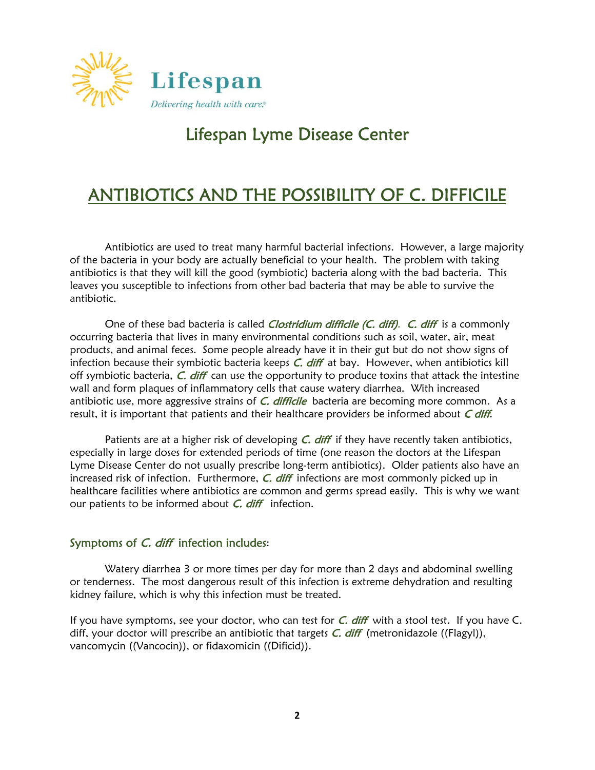Lifespan

*Delivering health with care.®*

# Lifespan Lyme Disease Center

## ANTIBIOTICS AND THE POSSIBILITY OF C. DIFFICILE

Antibiotics are used to treat many harmful bacterial infections. However, a large majority of the bacteria in your body are actually beneficial to your health. The problem with taking antibiotics is that they will kill the good (symbiotic) bacteria along with the bad bacteria. This leaves you susceptible to infections from other bad bacteria that may be able to survive the antibiotic.

One of these bad bacteria is called *Clostridium difficile (C. diff)*. *C. diff* is a commonly occurring bacteria that lives in many environmental conditions such as soil, water, air, meat products, and animal feces. Some people already have it in their gut but do not show signs of infection because their symbiotic bacteria keeps *C. diff* at bay. However, when antibiotics kill off symbiotic bacteria, *C. diff* can use the opportunity to produce toxins that attack the intestine wall and form plaques of inflammatory cells that cause watery diarrhea. With increased antibiotic use, more aggressive strains of *C. difficile* bacteria are becoming more common. As a result, it is important that patients and their healthcare providers be informed about *C diff*.

Patients are at a higher risk of developing *C. diff* if they have recently taken antibiotics, especially in large doses for extended periods of time (one reason the doctors at the Lifespan Lyme Disease Center do not usually prescribe long-term antibiotics). Older patients also have an increased risk of infection. Furthermore, *C. diff* infections are most commonly picked up in healthcare facilities where antibiotics are common and germs spread easily. This is why we want our patients to be informed about *C. diff* infection.

### Symptoms of *C. diff* infection includes:

Watery diarrhea 3 or more times per day for more than 2 days and abdominal swelling or tenderness. The most dangerous result of this infection is extreme dehydration and resulting kidney failure, which is why this infection must be treated.

If you have symptoms, see your doctor, who can test for *C. diff* with a stool test. If you have C. diff, your doctor will prescribe an antibiotic that targets *C. diff* (metronidazole ((Flagyl)), vancomycin ((Vancocin)), or fidaxomicin ((Dificid)).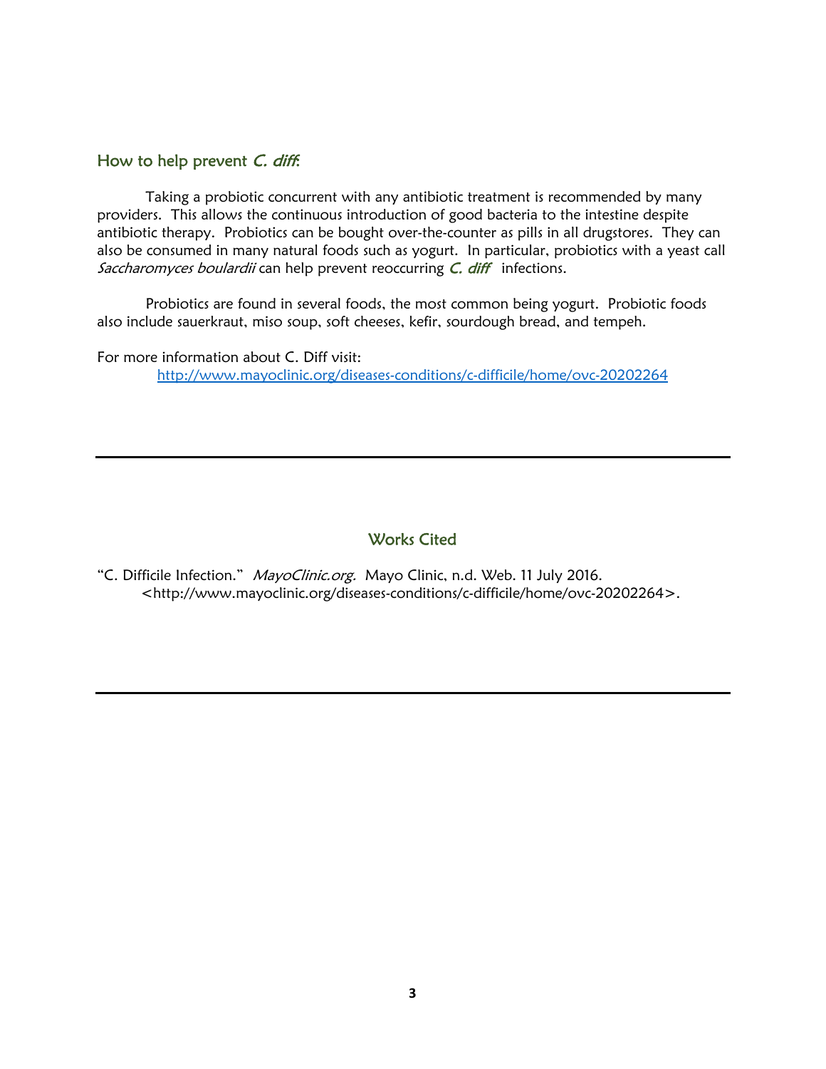## How to help prevent *C. diff*:

Taking a probiotic concurrent with any antibiotic treatment is recommended by many providers. This allows the continuous introduction of good bacteria to the intestine despite antibiotic therapy. Probiotics can be bought over-the-counter as pills in all drugstores. They can also be consumed in many natural foods such as yogurt. In particular, probiotics with a yeast call *Saccharomyces boulardii* can help prevent reoccurring *C. diff* infections.

Probiotics are found in several foods, the most common being yogurt. Probiotic foods also include sauerkraut, miso soup, soft cheeses, kefir, sourdough bread, and tempeh.

For more information about C. Diff visit:

[http://www.mayoclinic.org/diseases-conditions/c-difficile/home/ovc-20202264](http://www.mayoclinic.org/diseases-conditions/c-difficile/home/ovc-20202264)

---

## Works Cited

"C. Difficile Infection." *MayoClinic.org.* Mayo Clinic, n.d. Web. 11 July 2016. <http://www.mayoclinic.org/diseases-conditions/c-difficile/home/ovc-20202264>.

---